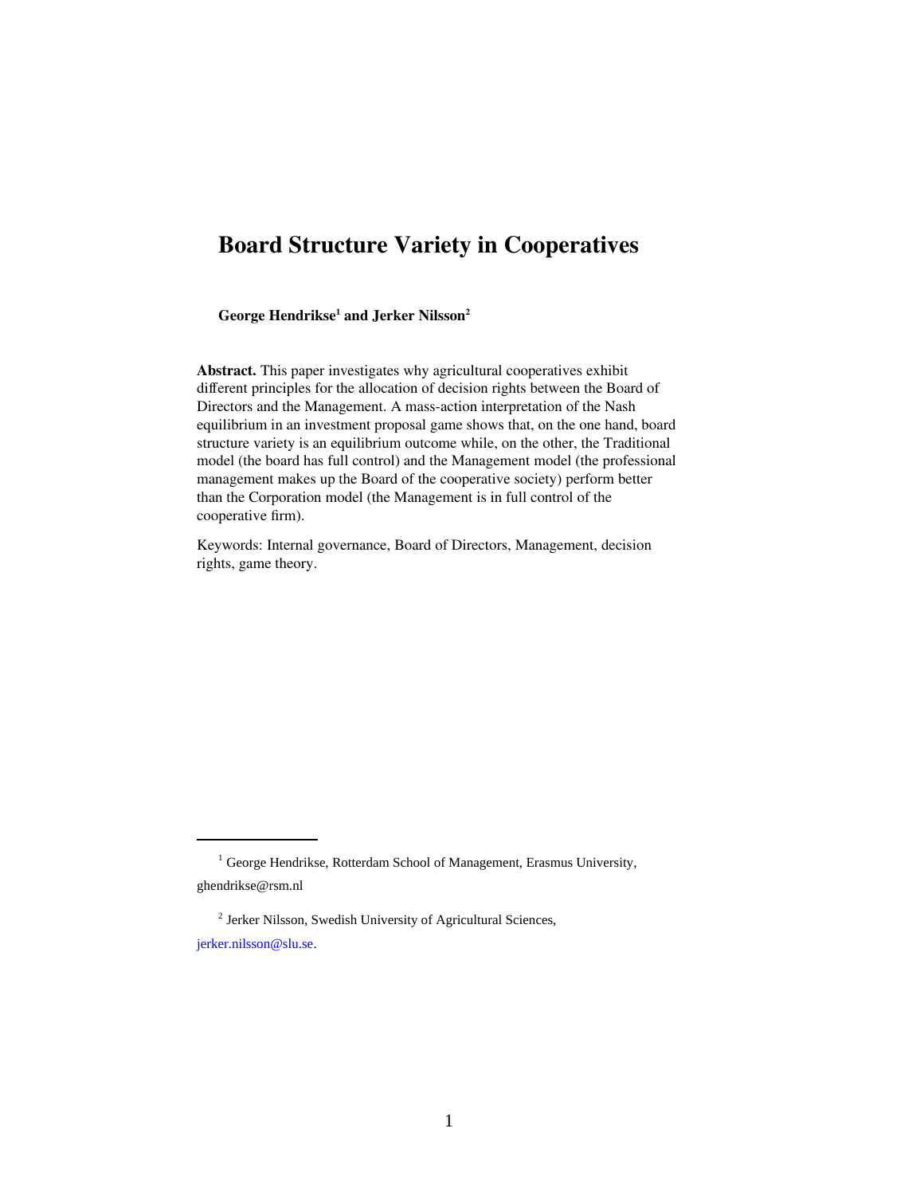# Board Structure Variety in Cooperatives

**George Hendrikse[1] and Jerker Nilsson[2]**

**Abstract.** This paper investigates why agricultural cooperatives exhibit different principles for the allocation of decision rights between the Board of Directors and the Management. A mass-action interpretation of the Nash equilibrium in an investment proposal game shows that, on the one hand, board structure variety is an equilibrium outcome while, on the other, the Traditional model (the board has full control) and the Management model (the professional management makes up the Board of the cooperative society) perform better than the Corporation model (the Management is in full control of the cooperative firm).

Keywords: Internal governance, Board of Directors, Management, decision rights, game theory.

---

[1] George Hendrikse, Rotterdam School of Management, Erasmus University, ghendrikse@rsm.nl

[2] Jerker Nilsson, Swedish University of Agricultural Sciences, jerker.nilsson@slu.se.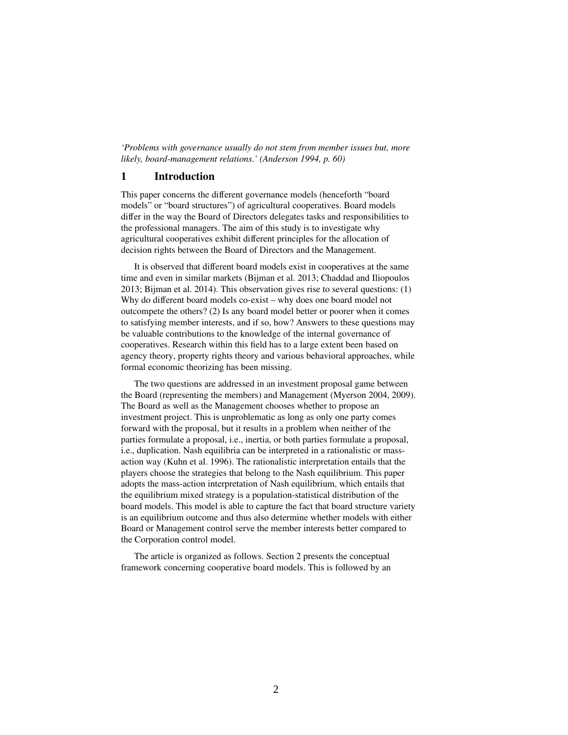*'Problems with governance usually do not stem from member issues but, more likely, board-management relations.' (Anderson 1994, p. 60)*

## 1 Introduction

This paper concerns the different governance models (henceforth "board models" or "board structures") of agricultural cooperatives. Board models differ in the way the Board of Directors delegates tasks and responsibilities to the professional managers. The aim of this study is to investigate why agricultural cooperatives exhibit different principles for the allocation of decision rights between the Board of Directors and the Management.

It is observed that different board models exist in cooperatives at the same time and even in similar markets (Bijman et al. 2013; Chaddad and Iliopoulos 2013; Bijman et al. 2014). This observation gives rise to several questions: (1) Why do different board models co-exist – why does one board model not outcompete the others? (2) Is any board model better or poorer when it comes to satisfying member interests, and if so, how? Answers to these questions may be valuable contributions to the knowledge of the internal governance of cooperatives. Research within this field has to a large extent been based on agency theory, property rights theory and various behavioral approaches, while formal economic theorizing has been missing.

The two questions are addressed in an investment proposal game between the Board (representing the members) and Management (Myerson 2004, 2009). The Board as well as the Management chooses whether to propose an investment project. This is unproblematic as long as only one party comes forward with the proposal, but it results in a problem when neither of the parties formulate a proposal, i.e., inertia, or both parties formulate a proposal, i.e., duplication. Nash equilibria can be interpreted in a rationalistic or mass-action way (Kuhn et al. 1996). The rationalistic interpretation entails that the players choose the strategies that belong to the Nash equilibrium. This paper adopts the mass-action interpretation of Nash equilibrium, which entails that the equilibrium mixed strategy is a population-statistical distribution of the board models. This model is able to capture the fact that board structure variety is an equilibrium outcome and thus also determine whether models with either Board or Management control serve the member interests better compared to the Corporation control model.

The article is organized as follows. Section 2 presents the conceptual framework concerning cooperative board models. This is followed by an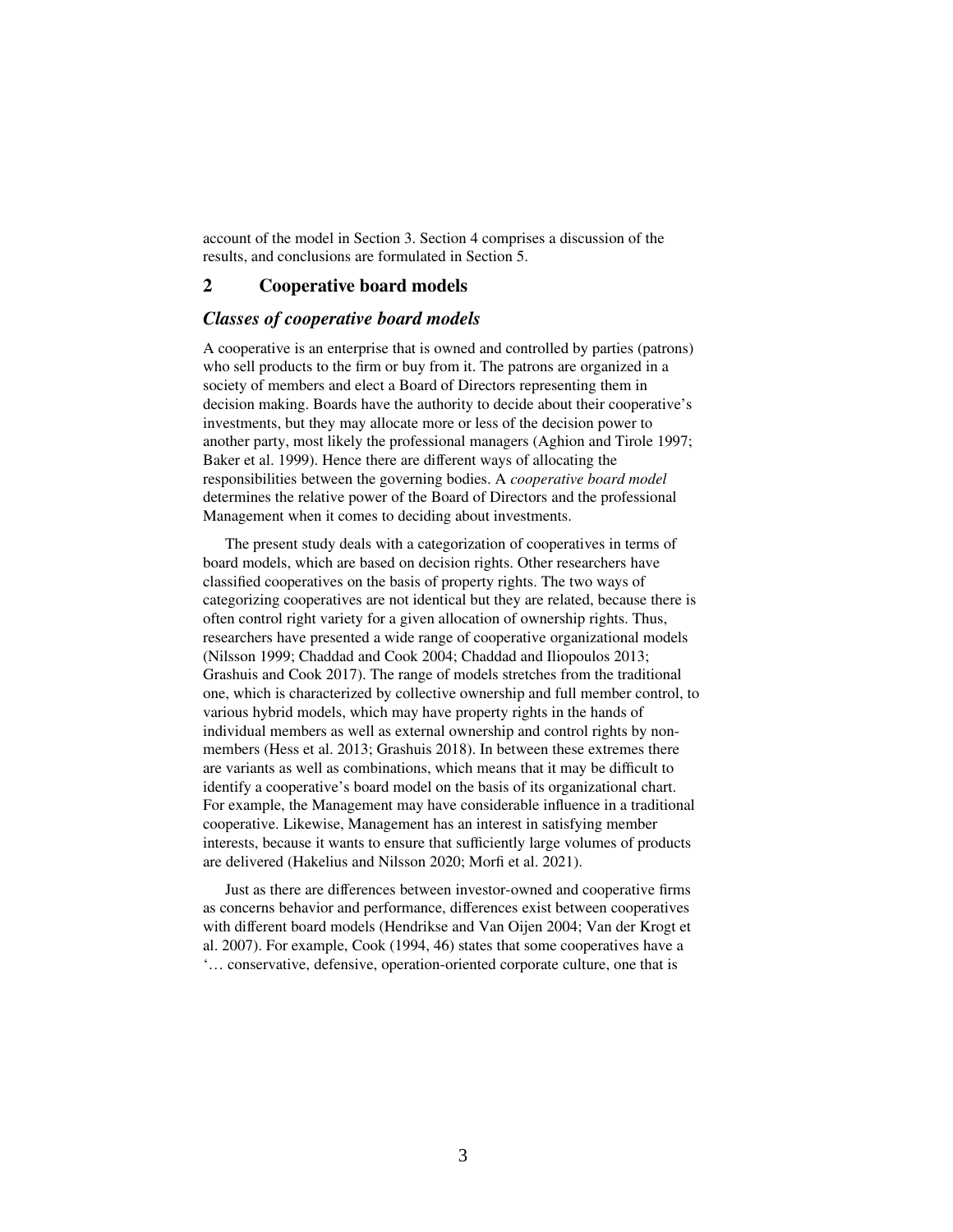account of the model in Section 3. Section 4 comprises a discussion of the results, and conclusions are formulated in Section 5.

## 2 Cooperative board models

### *Classes of cooperative board models*

A cooperative is an enterprise that is owned and controlled by parties (patrons) who sell products to the firm or buy from it. The patrons are organized in a society of members and elect a Board of Directors representing them in decision making. Boards have the authority to decide about their cooperative's investments, but they may allocate more or less of the decision power to another party, most likely the professional managers (Aghion and Tirole 1997; Baker et al. 1999). Hence there are different ways of allocating the responsibilities between the governing bodies. A *cooperative board model* determines the relative power of the Board of Directors and the professional Management when it comes to deciding about investments.

The present study deals with a categorization of cooperatives in terms of board models, which are based on decision rights. Other researchers have classified cooperatives on the basis of property rights. The two ways of categorizing cooperatives are not identical but they are related, because there is often control right variety for a given allocation of ownership rights. Thus, researchers have presented a wide range of cooperative organizational models (Nilsson 1999; Chaddad and Cook 2004; Chaddad and Iliopoulos 2013; Grashuis and Cook 2017). The range of models stretches from the traditional one, which is characterized by collective ownership and full member control, to various hybrid models, which may have property rights in the hands of individual members as well as external ownership and control rights by non-members (Hess et al. 2013; Grashuis 2018). In between these extremes there are variants as well as combinations, which means that it may be difficult to identify a cooperative's board model on the basis of its organizational chart. For example, the Management may have considerable influence in a traditional cooperative. Likewise, Management has an interest in satisfying member interests, because it wants to ensure that sufficiently large volumes of products are delivered (Hakelius and Nilsson 2020; Morfi et al. 2021).

Just as there are differences between investor-owned and cooperative firms as concerns behavior and performance, differences exist between cooperatives with different board models (Hendrikse and Van Oijen 2004; Van der Krogt et al. 2007). For example, Cook (1994, 46) states that some cooperatives have a '… conservative, defensive, operation-oriented corporate culture, one that is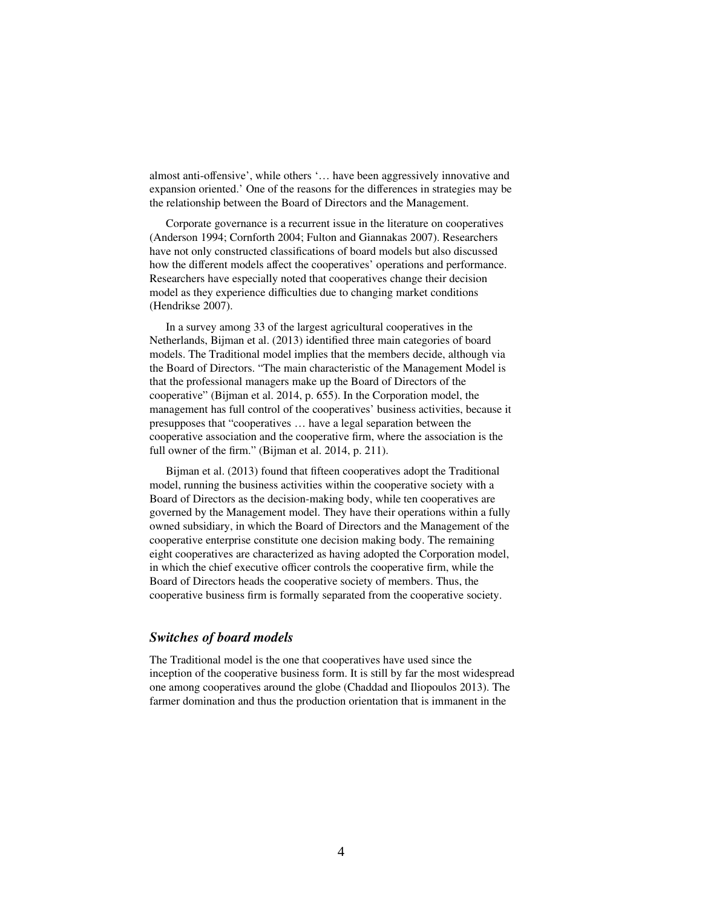almost anti-offensive', while others '… have been aggressively innovative and expansion oriented.' One of the reasons for the differences in strategies may be the relationship between the Board of Directors and the Management.

Corporate governance is a recurrent issue in the literature on cooperatives (Anderson 1994; Cornforth 2004; Fulton and Giannakas 2007). Researchers have not only constructed classifications of board models but also discussed how the different models affect the cooperatives' operations and performance. Researchers have especially noted that cooperatives change their decision model as they experience difficulties due to changing market conditions (Hendrikse 2007).

In a survey among 33 of the largest agricultural cooperatives in the Netherlands, Bijman et al. (2013) identified three main categories of board models. The Traditional model implies that the members decide, although via the Board of Directors. "The main characteristic of the Management Model is that the professional managers make up the Board of Directors of the cooperative" (Bijman et al. 2014, p. 655). In the Corporation model, the management has full control of the cooperatives' business activities, because it presupposes that "cooperatives … have a legal separation between the cooperative association and the cooperative firm, where the association is the full owner of the firm." (Bijman et al. 2014, p. 211).

Bijman et al. (2013) found that fifteen cooperatives adopt the Traditional model, running the business activities within the cooperative society with a Board of Directors as the decision-making body, while ten cooperatives are governed by the Management model. They have their operations within a fully owned subsidiary, in which the Board of Directors and the Management of the cooperative enterprise constitute one decision making body. The remaining eight cooperatives are characterized as having adopted the Corporation model, in which the chief executive officer controls the cooperative firm, while the Board of Directors heads the cooperative society of members. Thus, the cooperative business firm is formally separated from the cooperative society.

### *Switches of board models*

The Traditional model is the one that cooperatives have used since the inception of the cooperative business form. It is still by far the most widespread one among cooperatives around the globe (Chaddad and Iliopoulos 2013). The farmer domination and thus the production orientation that is immanent in the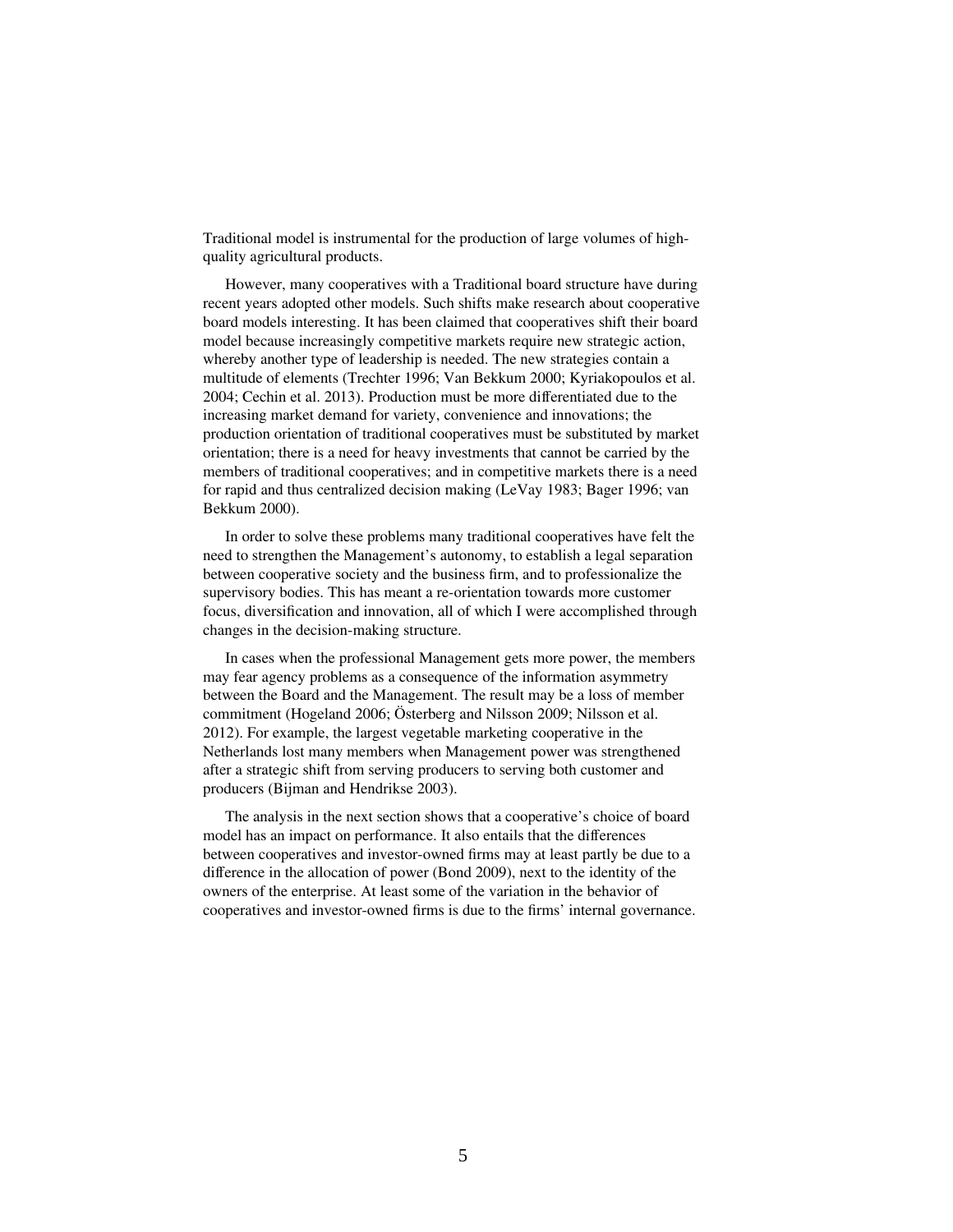Traditional model is instrumental for the production of large volumes of high-quality agricultural products.

However, many cooperatives with a Traditional board structure have during recent years adopted other models. Such shifts make research about cooperative board models interesting. It has been claimed that cooperatives shift their board model because increasingly competitive markets require new strategic action, whereby another type of leadership is needed. The new strategies contain a multitude of elements (Trechter 1996; Van Bekkum 2000; Kyriakopoulos et al. 2004; Cechin et al. 2013). Production must be more differentiated due to the increasing market demand for variety, convenience and innovations; the production orientation of traditional cooperatives must be substituted by market orientation; there is a need for heavy investments that cannot be carried by the members of traditional cooperatives; and in competitive markets there is a need for rapid and thus centralized decision making (LeVay 1983; Bager 1996; van Bekkum 2000).

In order to solve these problems many traditional cooperatives have felt the need to strengthen the Management's autonomy, to establish a legal separation between cooperative society and the business firm, and to professionalize the supervisory bodies. This has meant a re-orientation towards more customer focus, diversification and innovation, all of which I were accomplished through changes in the decision-making structure.

In cases when the professional Management gets more power, the members may fear agency problems as a consequence of the information asymmetry between the Board and the Management. The result may be a loss of member commitment (Hogeland 2006; Österberg and Nilsson 2009; Nilsson et al. 2012). For example, the largest vegetable marketing cooperative in the Netherlands lost many members when Management power was strengthened after a strategic shift from serving producers to serving both customer and producers (Bijman and Hendrikse 2003).

The analysis in the next section shows that a cooperative's choice of board model has an impact on performance. It also entails that the differences between cooperatives and investor-owned firms may at least partly be due to a difference in the allocation of power (Bond 2009), next to the identity of the owners of the enterprise. At least some of the variation in the behavior of cooperatives and investor-owned firms is due to the firms' internal governance.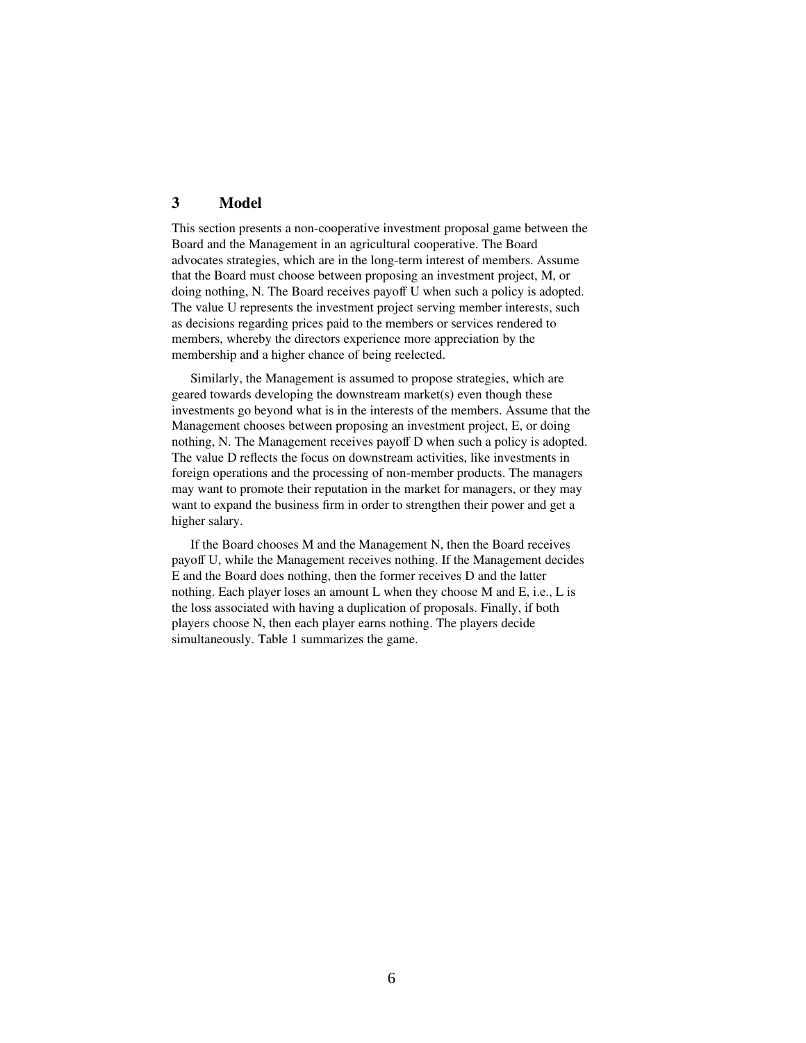## 3 Model

This section presents a non-cooperative investment proposal game between the Board and the Management in an agricultural cooperative. The Board advocates strategies, which are in the long-term interest of members. Assume that the Board must choose between proposing an investment project, M, or doing nothing, N. The Board receives payoff U when such a policy is adopted. The value U represents the investment project serving member interests, such as decisions regarding prices paid to the members or services rendered to members, whereby the directors experience more appreciation by the membership and a higher chance of being reelected.

Similarly, the Management is assumed to propose strategies, which are geared towards developing the downstream market(s) even though these investments go beyond what is in the interests of the members. Assume that the Management chooses between proposing an investment project, E, or doing nothing, N. The Management receives payoff D when such a policy is adopted. The value D reflects the focus on downstream activities, like investments in foreign operations and the processing of non-member products. The managers may want to promote their reputation in the market for managers, or they may want to expand the business firm in order to strengthen their power and get a higher salary.

If the Board chooses M and the Management N, then the Board receives payoff U, while the Management receives nothing. If the Management decides E and the Board does nothing, then the former receives D and the latter nothing. Each player loses an amount L when they choose M and E, i.e., L is the loss associated with having a duplication of proposals. Finally, if both players choose N, then each player earns nothing. The players decide simultaneously. Table 1 summarizes the game.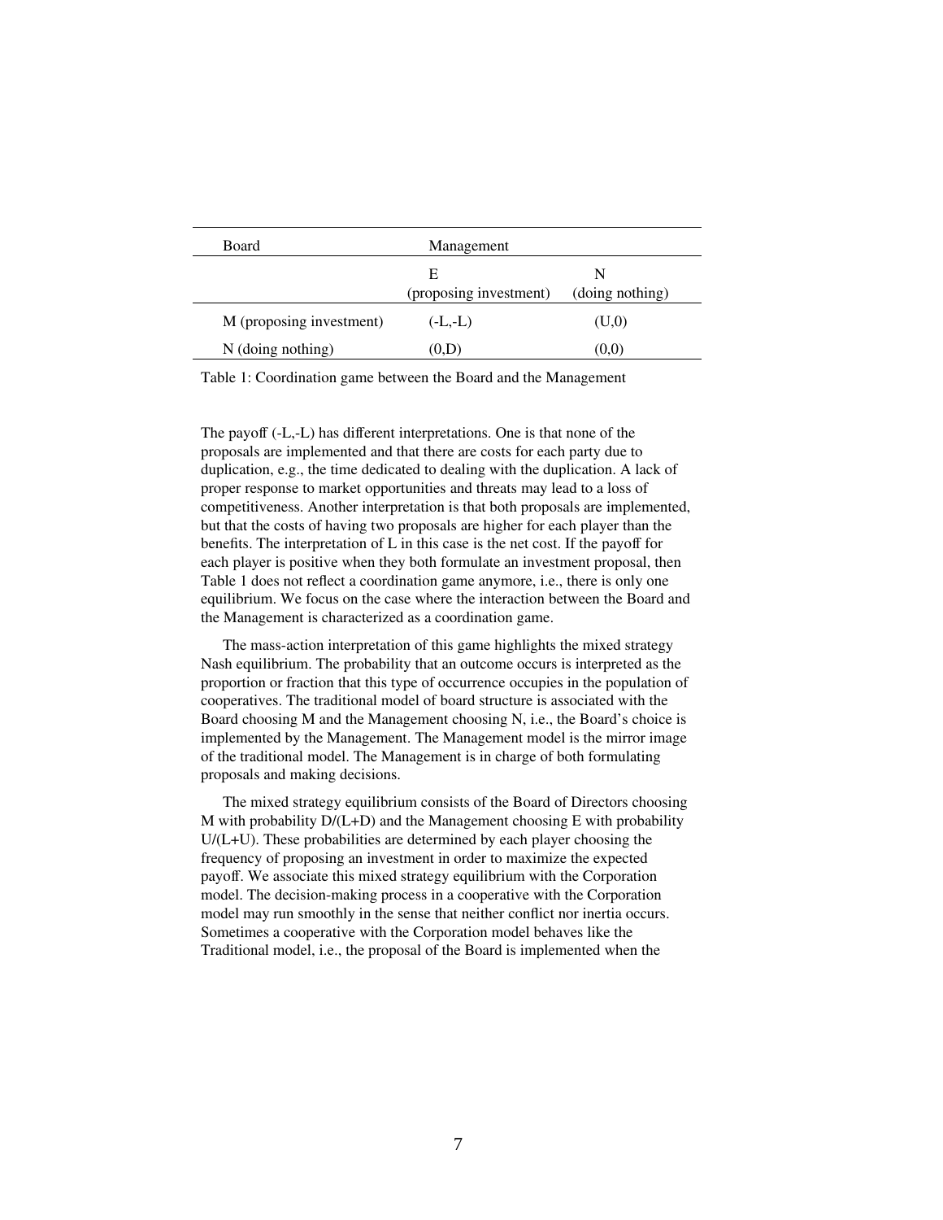| Board | Management | |
|---|---|---|
| | E (proposing investment) | N (doing nothing) |
| M (proposing investment) | (-L,-L) | (U,0) |
| N (doing nothing) | (0,D) | (0,0) |

Table 1: Coordination game between the Board and the Management

The payoff (-L,-L) has different interpretations. One is that none of the proposals are implemented and that there are costs for each party due to duplication, e.g., the time dedicated to dealing with the duplication. A lack of proper response to market opportunities and threats may lead to a loss of competitiveness. Another interpretation is that both proposals are implemented, but that the costs of having two proposals are higher for each player than the benefits. The interpretation of L in this case is the net cost. If the payoff for each player is positive when they both formulate an investment proposal, then Table 1 does not reflect a coordination game anymore, i.e., there is only one equilibrium. We focus on the case where the interaction between the Board and the Management is characterized as a coordination game.

The mass-action interpretation of this game highlights the mixed strategy Nash equilibrium. The probability that an outcome occurs is interpreted as the proportion or fraction that this type of occurrence occupies in the population of cooperatives. The traditional model of board structure is associated with the Board choosing M and the Management choosing N, i.e., the Board's choice is implemented by the Management. The Management model is the mirror image of the traditional model. The Management is in charge of both formulating proposals and making decisions.

The mixed strategy equilibrium consists of the Board of Directors choosing M with probability $D/(L+D)$ and the Management choosing E with probability $U/(L+U)$. These probabilities are determined by each player choosing the frequency of proposing an investment in order to maximize the expected payoff. We associate this mixed strategy equilibrium with the Corporation model. The decision-making process in a cooperative with the Corporation model may run smoothly in the sense that neither conflict nor inertia occurs. Sometimes a cooperative with the Corporation model behaves like the Traditional model, i.e., the proposal of the Board is implemented when the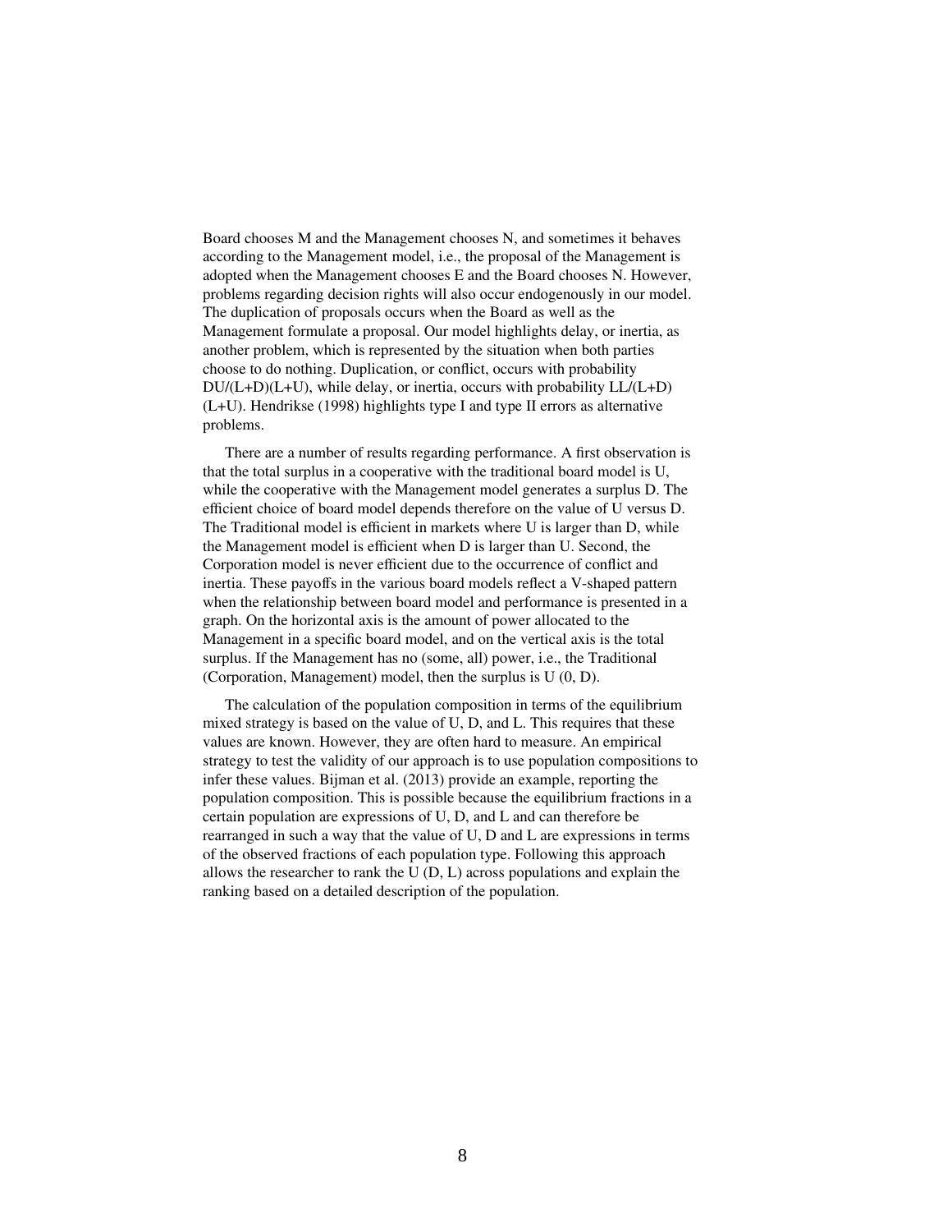Board chooses M and the Management chooses N, and sometimes it behaves according to the Management model, i.e., the proposal of the Management is adopted when the Management chooses E and the Board chooses N. However, problems regarding decision rights will also occur endogenously in our model. The duplication of proposals occurs when the Board as well as the Management formulate a proposal. Our model highlights delay, or inertia, as another problem, which is represented by the situation when both parties choose to do nothing. Duplication, or conflict, occurs with probability $DU/(L+D)(L+U)$, while delay, or inertia, occurs with probability $LL/(L+D)(L+U)$. Hendrikse (1998) highlights type I and type II errors as alternative problems.

There are a number of results regarding performance. A first observation is that the total surplus in a cooperative with the traditional board model is U, while the cooperative with the Management model generates a surplus D. The efficient choice of board model depends therefore on the value of U versus D. The Traditional model is efficient in markets where U is larger than D, while the Management model is efficient when D is larger than U. Second, the Corporation model is never efficient due to the occurrence of conflict and inertia. These payoffs in the various board models reflect a V-shaped pattern when the relationship between board model and performance is presented in a graph. On the horizontal axis is the amount of power allocated to the Management in a specific board model, and on the vertical axis is the total surplus. If the Management has no (some, all) power, i.e., the Traditional (Corporation, Management) model, then the surplus is U (0, D).

The calculation of the population composition in terms of the equilibrium mixed strategy is based on the value of U, D, and L. This requires that these values are known. However, they are often hard to measure. An empirical strategy to test the validity of our approach is to use population compositions to infer these values. Bijman et al. (2013) provide an example, reporting the population composition. This is possible because the equilibrium fractions in a certain population are expressions of U, D, and L and can therefore be rearranged in such a way that the value of U, D and L are expressions in terms of the observed fractions of each population type. Following this approach allows the researcher to rank the U (D, L) across populations and explain the ranking based on a detailed description of the population.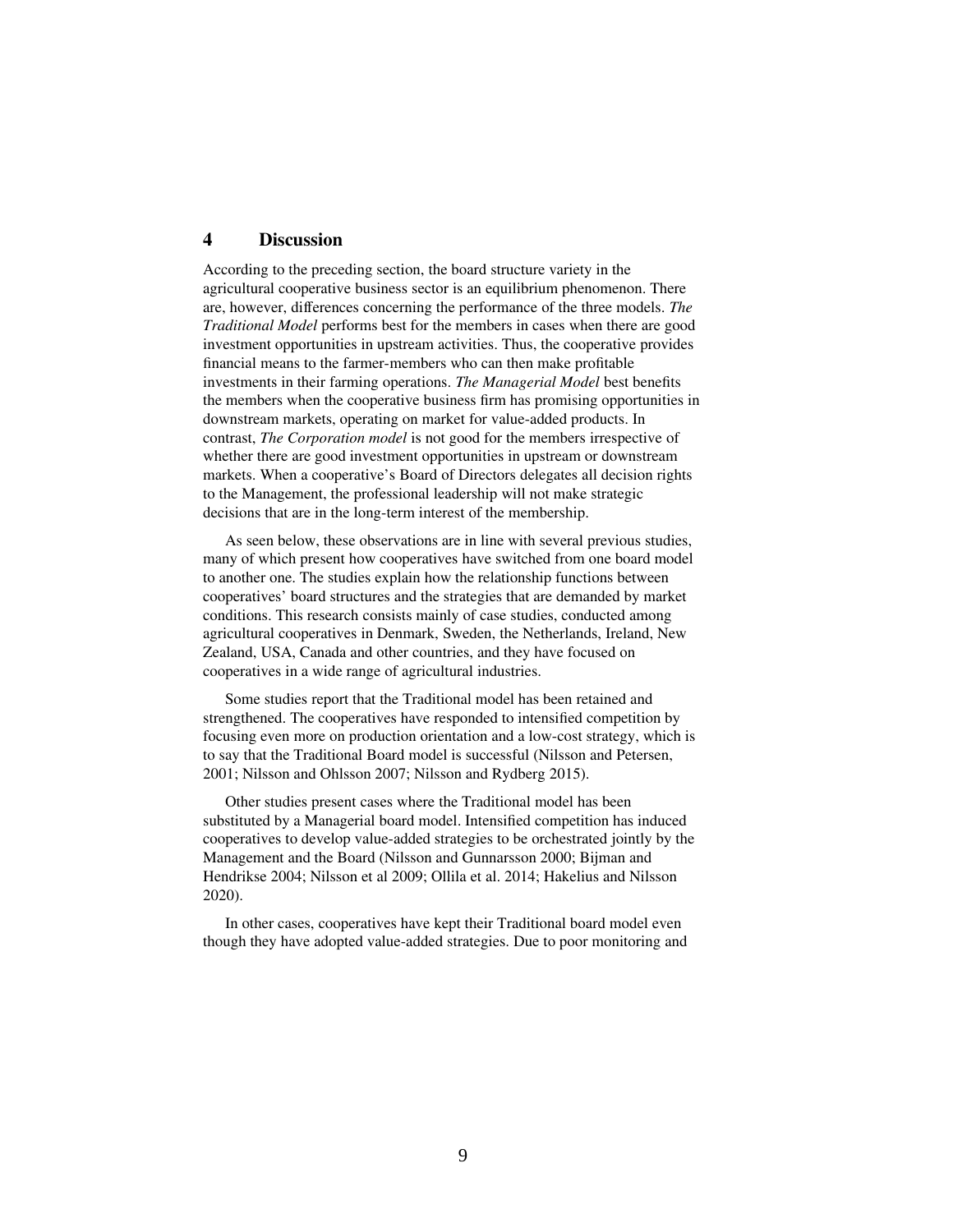## 4 Discussion

According to the preceding section, the board structure variety in the agricultural cooperative business sector is an equilibrium phenomenon. There are, however, differences concerning the performance of the three models. *The Traditional Model* performs best for the members in cases when there are good investment opportunities in upstream activities. Thus, the cooperative provides financial means to the farmer-members who can then make profitable investments in their farming operations. *The Managerial Model* best benefits the members when the cooperative business firm has promising opportunities in downstream markets, operating on market for value-added products. In contrast, *The Corporation model* is not good for the members irrespective of whether there are good investment opportunities in upstream or downstream markets. When a cooperative's Board of Directors delegates all decision rights to the Management, the professional leadership will not make strategic decisions that are in the long-term interest of the membership.

As seen below, these observations are in line with several previous studies, many of which present how cooperatives have switched from one board model to another one. The studies explain how the relationship functions between cooperatives' board structures and the strategies that are demanded by market conditions. This research consists mainly of case studies, conducted among agricultural cooperatives in Denmark, Sweden, the Netherlands, Ireland, New Zealand, USA, Canada and other countries, and they have focused on cooperatives in a wide range of agricultural industries.

Some studies report that the Traditional model has been retained and strengthened. The cooperatives have responded to intensified competition by focusing even more on production orientation and a low-cost strategy, which is to say that the Traditional Board model is successful (Nilsson and Petersen, 2001; Nilsson and Ohlsson 2007; Nilsson and Rydberg 2015).

Other studies present cases where the Traditional model has been substituted by a Managerial board model. Intensified competition has induced cooperatives to develop value-added strategies to be orchestrated jointly by the Management and the Board (Nilsson and Gunnarsson 2000; Bijman and Hendrikse 2004; Nilsson et al 2009; Ollila et al. 2014; Hakelius and Nilsson 2020).

In other cases, cooperatives have kept their Traditional board model even though they have adopted value-added strategies. Due to poor monitoring and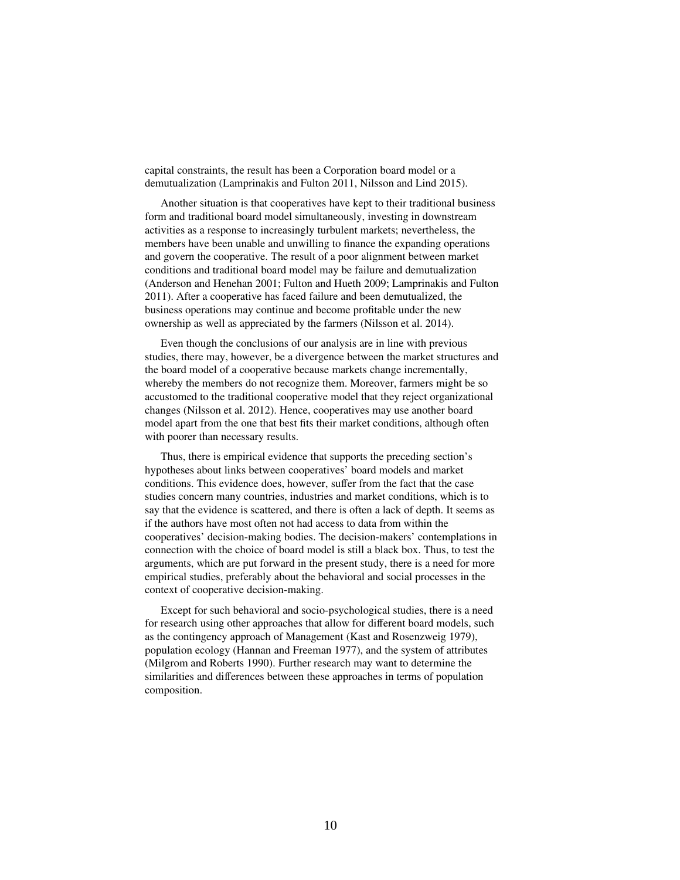capital constraints, the result has been a Corporation board model or a demutualization (Lamprinakis and Fulton 2011, Nilsson and Lind 2015).

Another situation is that cooperatives have kept to their traditional business form and traditional board model simultaneously, investing in downstream activities as a response to increasingly turbulent markets; nevertheless, the members have been unable and unwilling to finance the expanding operations and govern the cooperative. The result of a poor alignment between market conditions and traditional board model may be failure and demutualization (Anderson and Henehan 2001; Fulton and Hueth 2009; Lamprinakis and Fulton 2011). After a cooperative has faced failure and been demutualized, the business operations may continue and become profitable under the new ownership as well as appreciated by the farmers (Nilsson et al. 2014).

Even though the conclusions of our analysis are in line with previous studies, there may, however, be a divergence between the market structures and the board model of a cooperative because markets change incrementally, whereby the members do not recognize them. Moreover, farmers might be so accustomed to the traditional cooperative model that they reject organizational changes (Nilsson et al. 2012). Hence, cooperatives may use another board model apart from the one that best fits their market conditions, although often with poorer than necessary results.

Thus, there is empirical evidence that supports the preceding section's hypotheses about links between cooperatives' board models and market conditions. This evidence does, however, suffer from the fact that the case studies concern many countries, industries and market conditions, which is to say that the evidence is scattered, and there is often a lack of depth. It seems as if the authors have most often not had access to data from within the cooperatives' decision-making bodies. The decision-makers' contemplations in connection with the choice of board model is still a black box. Thus, to test the arguments, which are put forward in the present study, there is a need for more empirical studies, preferably about the behavioral and social processes in the context of cooperative decision-making.

Except for such behavioral and socio-psychological studies, there is a need for research using other approaches that allow for different board models, such as the contingency approach of Management (Kast and Rosenzweig 1979), population ecology (Hannan and Freeman 1977), and the system of attributes (Milgrom and Roberts 1990). Further research may want to determine the similarities and differences between these approaches in terms of population composition.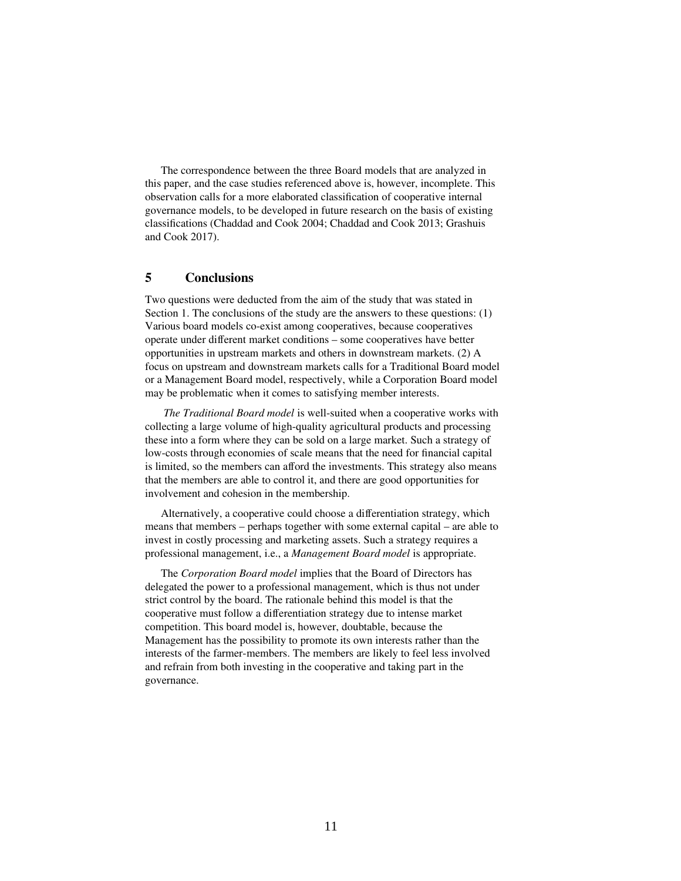The correspondence between the three Board models that are analyzed in this paper, and the case studies referenced above is, however, incomplete. This observation calls for a more elaborated classification of cooperative internal governance models, to be developed in future research on the basis of existing classifications (Chaddad and Cook 2004; Chaddad and Cook 2013; Grashuis and Cook 2017).

## 5 Conclusions

Two questions were deducted from the aim of the study that was stated in Section 1. The conclusions of the study are the answers to these questions: (1) Various board models co-exist among cooperatives, because cooperatives operate under different market conditions – some cooperatives have better opportunities in upstream markets and others in downstream markets. (2) A focus on upstream and downstream markets calls for a Traditional Board model or a Management Board model, respectively, while a Corporation Board model may be problematic when it comes to satisfying member interests.

*The Traditional Board model* is well-suited when a cooperative works with collecting a large volume of high-quality agricultural products and processing these into a form where they can be sold on a large market. Such a strategy of low-costs through economies of scale means that the need for financial capital is limited, so the members can afford the investments. This strategy also means that the members are able to control it, and there are good opportunities for involvement and cohesion in the membership.

Alternatively, a cooperative could choose a differentiation strategy, which means that members – perhaps together with some external capital – are able to invest in costly processing and marketing assets. Such a strategy requires a professional management, i.e., a *Management Board model* is appropriate.

The *Corporation Board model* implies that the Board of Directors has delegated the power to a professional management, which is thus not under strict control by the board. The rationale behind this model is that the cooperative must follow a differentiation strategy due to intense market competition. This board model is, however, doubtable, because the Management has the possibility to promote its own interests rather than the interests of the farmer-members. The members are likely to feel less involved and refrain from both investing in the cooperative and taking part in the governance.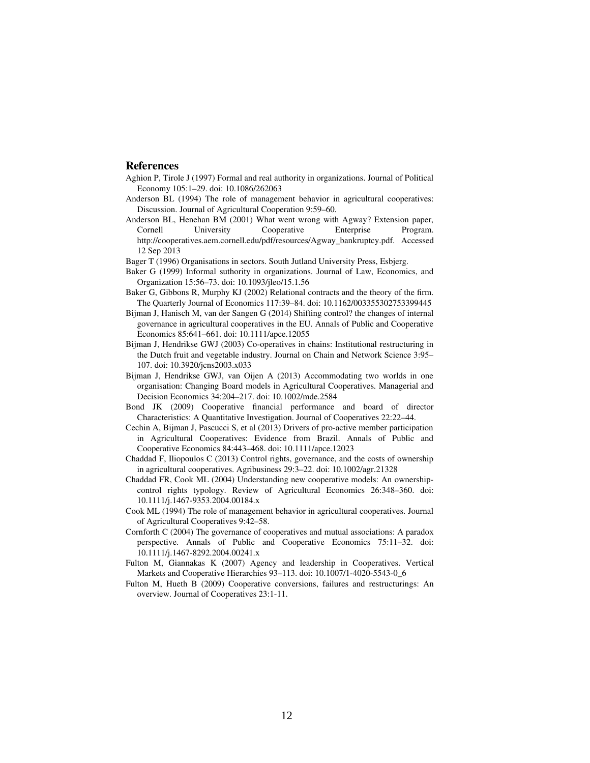## References

Aghion P, Tirole J (1997) Formal and real authority in organizations. Journal of Political Economy 105:1–29. doi: 10.1086/262063

Anderson BL (1994) The role of management behavior in agricultural cooperatives: Discussion. Journal of Agricultural Cooperation 9:59–60.

Anderson BL, Henehan BM (2001) What went wrong with Agway? Extension paper, Cornell University Cooperative Enterprise Program. http://cooperatives.aem.cornell.edu/pdf/resources/Agway_bankruptcy.pdf. Accessed 12 Sep 2013

Bager T (1996) Organisations in sectors. South Jutland University Press, Esbjerg.

Baker G (1999) Informal suthority in organizations. Journal of Law, Economics, and Organization 15:56–73. doi: 10.1093/jleo/15.1.56

Baker G, Gibbons R, Murphy KJ (2002) Relational contracts and the theory of the firm. The Quarterly Journal of Economics 117:39–84. doi: 10.1162/003355302753399445

Bijman J, Hanisch M, van der Sangen G (2014) Shifting control? the changes of internal governance in agricultural cooperatives in the EU. Annals of Public and Cooperative Economics 85:641–661. doi: 10.1111/apce.12055

Bijman J, Hendrikse GWJ (2003) Co-operatives in chains: Institutional restructuring in the Dutch fruit and vegetable industry. Journal on Chain and Network Science 3:95–107. doi: 10.3920/jcns2003.x033

Bijman J, Hendrikse GWJ, van Oijen A (2013) Accommodating two worlds in one organisation: Changing Board models in Agricultural Cooperatives. Managerial and Decision Economics 34:204–217. doi: 10.1002/mde.2584

Bond JK (2009) Cooperative financial performance and board of director Characteristics: A Quantitative Investigation. Journal of Cooperatives 22:22–44.

Cechin A, Bijman J, Pascucci S, et al (2013) Drivers of pro-active member participation in Agricultural Cooperatives: Evidence from Brazil. Annals of Public and Cooperative Economics 84:443–468. doi: 10.1111/apce.12023

Chaddad F, Iliopoulos C (2013) Control rights, governance, and the costs of ownership in agricultural cooperatives. Agribusiness 29:3–22. doi: 10.1002/agr.21328

Chaddad FR, Cook ML (2004) Understanding new cooperative models: An ownership-control rights typology. Review of Agricultural Economics 26:348–360. doi: 10.1111/j.1467-9353.2004.00184.x

Cook ML (1994) The role of management behavior in agricultural cooperatives. Journal of Agricultural Cooperatives 9:42–58.

Cornforth C (2004) The governance of cooperatives and mutual associations: A paradox perspective. Annals of Public and Cooperative Economics 75:11–32. doi: 10.1111/j.1467-8292.2004.00241.x

Fulton M, Giannakas K (2007) Agency and leadership in Cooperatives. Vertical Markets and Cooperative Hierarchies 93–113. doi: 10.1007/1-4020-5543-0_6

Fulton M, Hueth B (2009) Cooperative conversions, failures and restructurings: An overview. Journal of Cooperatives 23:1-11.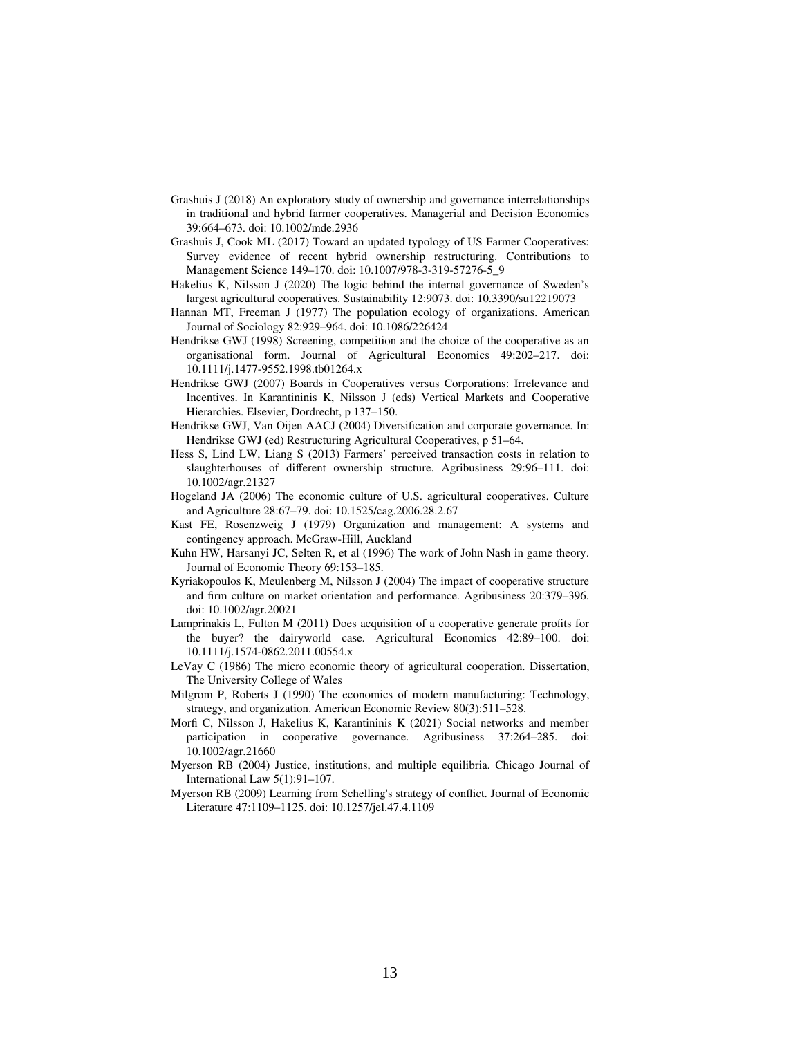Grashuis J (2018) An exploratory study of ownership and governance interrelationships in traditional and hybrid farmer cooperatives. Managerial and Decision Economics 39:664–673. doi: 10.1002/mde.2936

Grashuis J, Cook ML (2017) Toward an updated typology of US Farmer Cooperatives: Survey evidence of recent hybrid ownership restructuring. Contributions to Management Science 149–170. doi: 10.1007/978-3-319-57276-5_9

Hakelius K, Nilsson J (2020) The logic behind the internal governance of Sweden's largest agricultural cooperatives. Sustainability 12:9073. doi: 10.3390/su12219073

Hannan MT, Freeman J (1977) The population ecology of organizations. American Journal of Sociology 82:929–964. doi: 10.1086/226424

Hendrikse GWJ (1998) Screening, competition and the choice of the cooperative as an organisational form. Journal of Agricultural Economics 49:202–217. doi: 10.1111/j.1477-9552.1998.tb01264.x

Hendrikse GWJ (2007) Boards in Cooperatives versus Corporations: Irrelevance and Incentives. In Karantininis K, Nilsson J (eds) Vertical Markets and Cooperative Hierarchies. Elsevier, Dordrecht, p 137–150.

Hendrikse GWJ, Van Oijen AACJ (2004) Diversification and corporate governance. In: Hendrikse GWJ (ed) Restructuring Agricultural Cooperatives, p 51–64.

Hess S, Lind LW, Liang S (2013) Farmers' perceived transaction costs in relation to slaughterhouses of different ownership structure. Agribusiness 29:96–111. doi: 10.1002/agr.21327

Hogeland JA (2006) The economic culture of U.S. agricultural cooperatives. Culture and Agriculture 28:67–79. doi: 10.1525/cag.2006.28.2.67

Kast FE, Rosenzweig J (1979) Organization and management: A systems and contingency approach. McGraw-Hill, Auckland

Kuhn HW, Harsanyi JC, Selten R, et al (1996) The work of John Nash in game theory. Journal of Economic Theory 69:153–185.

Kyriakopoulos K, Meulenberg M, Nilsson J (2004) The impact of cooperative structure and firm culture on market orientation and performance. Agribusiness 20:379–396. doi: 10.1002/agr.20021

Lamprinakis L, Fulton M (2011) Does acquisition of a cooperative generate profits for the buyer? the dairyworld case. Agricultural Economics 42:89–100. doi: 10.1111/j.1574-0862.2011.00554.x

LeVay C (1986) The micro economic theory of agricultural cooperation. Dissertation, The University College of Wales

Milgrom P, Roberts J (1990) The economics of modern manufacturing: Technology, strategy, and organization. American Economic Review 80(3):511–528.

Morfi C, Nilsson J, Hakelius K, Karantininis K (2021) Social networks and member participation in cooperative governance. Agribusiness 37:264–285. doi: 10.1002/agr.21660

Myerson RB (2004) Justice, institutions, and multiple equilibria. Chicago Journal of International Law 5(1):91–107.

Myerson RB (2009) Learning from Schelling's strategy of conflict. Journal of Economic Literature 47:1109–1125. doi: 10.1257/jel.47.4.1109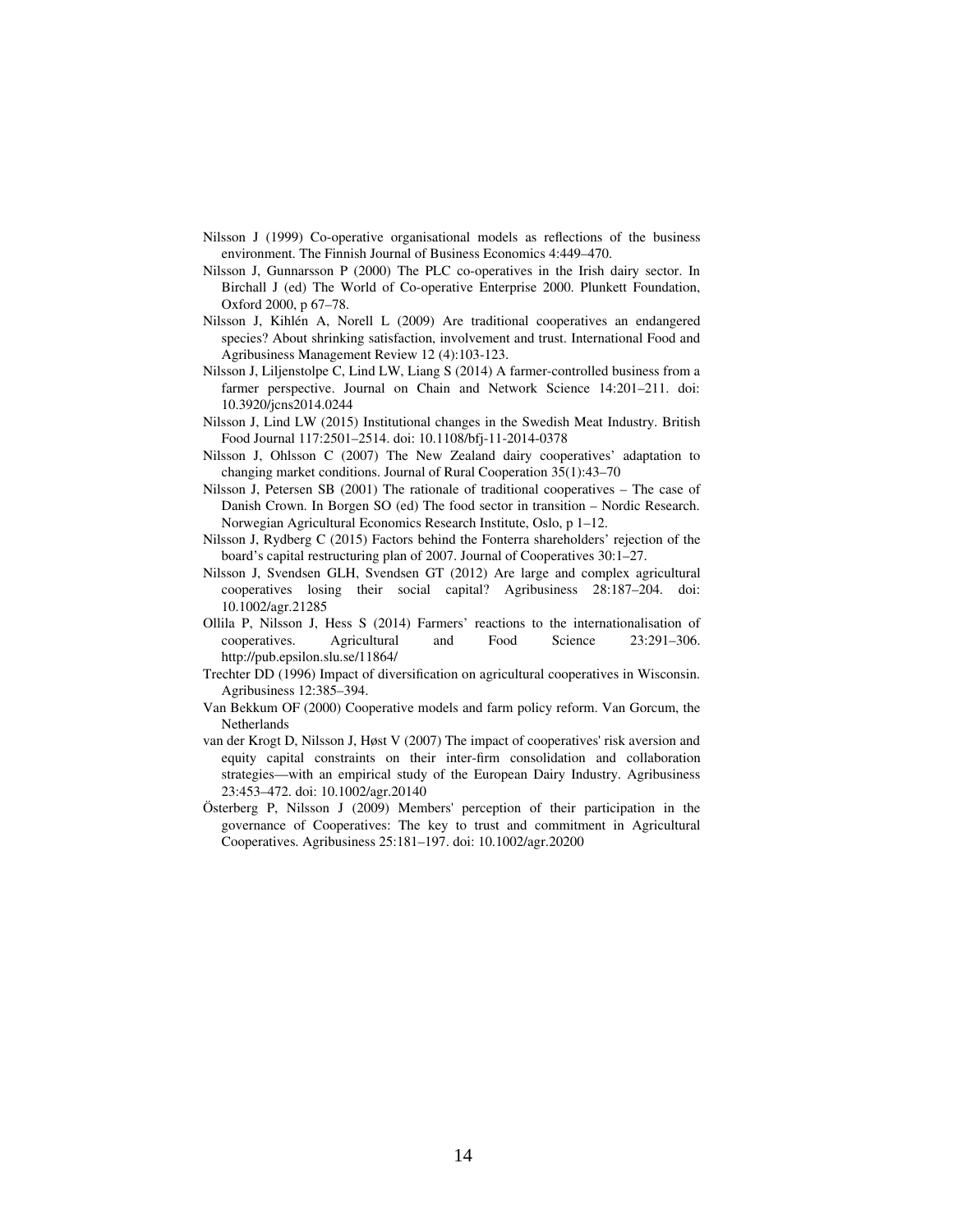Nilsson J (1999) Co-operative organisational models as reflections of the business environment. The Finnish Journal of Business Economics 4:449–470.

Nilsson J, Gunnarsson P (2000) The PLC co-operatives in the Irish dairy sector. In Birchall J (ed) The World of Co-operative Enterprise 2000. Plunkett Foundation, Oxford 2000, p 67–78.

Nilsson J, Kihlén A, Norell L (2009) Are traditional cooperatives an endangered species? About shrinking satisfaction, involvement and trust. International Food and Agribusiness Management Review 12 (4):103-123.

Nilsson J, Liljenstolpe C, Lind LW, Liang S (2014) A farmer-controlled business from a farmer perspective. Journal on Chain and Network Science 14:201–211. doi: 10.3920/jcns2014.0244

Nilsson J, Lind LW (2015) Institutional changes in the Swedish Meat Industry. British Food Journal 117:2501–2514. doi: 10.1108/bfj-11-2014-0378

Nilsson J, Ohlsson C (2007) The New Zealand dairy cooperatives' adaptation to changing market conditions. Journal of Rural Cooperation 35(1):43–70

Nilsson J, Petersen SB (2001) The rationale of traditional cooperatives – The case of Danish Crown. In Borgen SO (ed) The food sector in transition – Nordic Research. Norwegian Agricultural Economics Research Institute, Oslo, p 1–12.

Nilsson J, Rydberg C (2015) Factors behind the Fonterra shareholders' rejection of the board's capital restructuring plan of 2007. Journal of Cooperatives 30:1–27.

Nilsson J, Svendsen GLH, Svendsen GT (2012) Are large and complex agricultural cooperatives losing their social capital? Agribusiness 28:187–204. doi: 10.1002/agr.21285

Ollila P, Nilsson J, Hess S (2014) Farmers' reactions to the internationalisation of cooperatives. Agricultural and Food Science 23:291–306. http://pub.epsilon.slu.se/11864/

Trechter DD (1996) Impact of diversification on agricultural cooperatives in Wisconsin. Agribusiness 12:385–394.

Van Bekkum OF (2000) Cooperative models and farm policy reform. Van Gorcum, the Netherlands

van der Krogt D, Nilsson J, Høst V (2007) The impact of cooperatives' risk aversion and equity capital constraints on their inter-firm consolidation and collaboration strategies—with an empirical study of the European Dairy Industry. Agribusiness 23:453–472. doi: 10.1002/agr.20140

Österberg P, Nilsson J (2009) Members' perception of their participation in the governance of Cooperatives: The key to trust and commitment in Agricultural Cooperatives. Agribusiness 25:181–197. doi: 10.1002/agr.20200